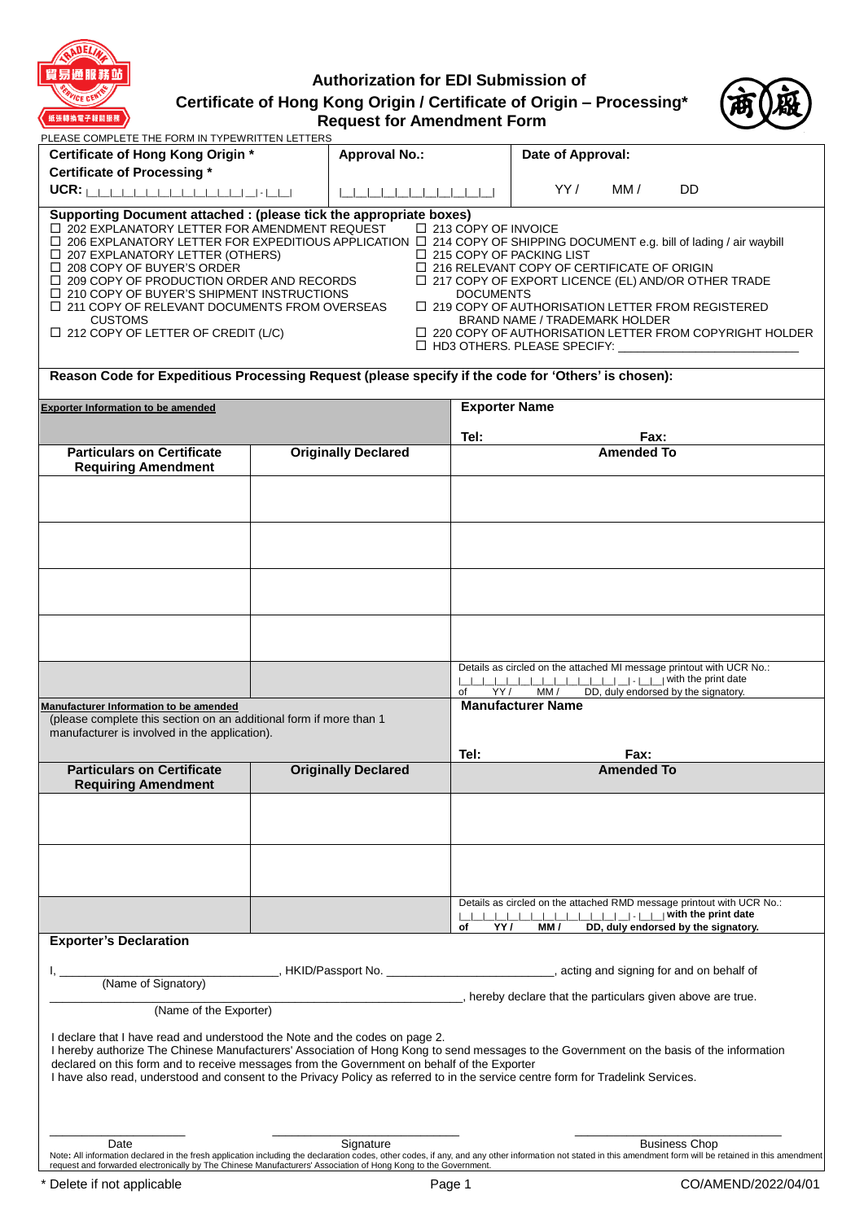貿易通服務站 SERVICE CENTRE 紙張轉換電子輸單服務

# Authorization for EDI Submission of Certificate of Hong Kong Origin / Certificate of Origin – Processing* Request for Amendment Form

商廠

PLEASE COMPLETE THE FORM IN TYPEWRITTEN LETTERS

| Certificate of Hong Kong Origin * Certificate of Processing * UCR: \|_\|_\|_\|_\|_\|_\|_\|_\|_\|_\|_\|_\|_\|_\|-\|_\|_\| | Approval No.: \|_\|_\|_\|_\|_\|_\|_\|_\|_\|_\|_\|_\| | Date of Approval: YY / MM / DD |
|---|---|---|

**Supporting Document attached : (please tick the appropriate boxes)**

- ☐ 202 EXPLANATORY LETTER FOR AMENDMENT REQUEST
- ☐ 206 EXPLANATORY LETTER FOR EXPEDITIOUS APPLICATION
- ☐ 207 EXPLANATORY LETTER (OTHERS)
- ☐ 208 COPY OF BUYER'S ORDER
- ☐ 209 COPY OF PRODUCTION ORDER AND RECORDS
- ☐ 210 COPY OF BUYER'S SHIPMENT INSTRUCTIONS
- ☐ 211 COPY OF RELEVANT DOCUMENTS FROM OVERSEAS CUSTOMS
- ☐ 212 COPY OF LETTER OF CREDIT (L/C)
- ☐ 213 COPY OF INVOICE
- ☐ 214 COPY OF SHIPPING DOCUMENT e.g. bill of lading / air waybill
- ☐ 215 COPY OF PACKING LIST
- ☐ 216 RELEVANT COPY OF CERTIFICATE OF ORIGIN
- ☐ 217 COPY OF EXPORT LICENCE (EL) AND/OR OTHER TRADE DOCUMENTS
- ☐ 219 COPY OF AUTHORISATION LETTER FROM REGISTERED BRAND NAME / TRADEMARK HOLDER
- ☐ 220 COPY OF AUTHORISATION LETTER FROM COPYRIGHT HOLDER
- ☐ HD3 OTHERS. PLEASE SPECIFY: ______________________

**Reason Code for Expeditious Processing Request (please specify if the code for 'Others' is chosen):**

| **Exporter Information to be amended** | | **Exporter Name** Tel: Fax: |
|---|---|---|
| **Particulars on Certificate Requiring Amendment** | **Originally Declared** | **Amended To** |
| | | |
| | | |
| | | |
| | | |
| | | Details as circled on the attached MI message printout with UCR No.: \|_\|_\|_\|_\|_\|_\|_\|_\|_\|_\|_\|_\|_\|_\|-\|_\|_\| with the print date of YY / MM / DD, duly endorsed by the signatory. |

| **Manufacturer Information to be amended** (please complete this section on an additional form if more than 1 manufacturer is involved in the application). | | **Manufacturer Name** Tel: Fax: |
|---|---|---|
| **Particulars on Certificate Requiring Amendment** | **Originally Declared** | **Amended To** |
| | | |
| | | |
| | | Details as circled on the attached RMD message printout with UCR No.: \|_\|_\|_\|_\|_\|_\|_\|_\|_\|_\|_\|_\|_\|_\|-\|_\|_\| **with the print date of YY / MM / DD, duly endorsed by the signatory.** |

**Exporter's Declaration**

I, ______________________, HKID/Passport No. ______________________, acting and signing for and on behalf of
(Name of Signatory)

______________________, hereby declare that the particulars given above are true.
(Name of the Exporter)

I declare that I have read and understood the Note and the codes on page 2.
I hereby authorize The Chinese Manufacturers' Association of Hong Kong to send messages to the Government on the basis of the information declared on this form and to receive messages from the Government on behalf of the Exporter
I have also read, understood and consent to the Privacy Policy as referred to in the service centre form for Tradelink Services.

______________ ______________ ______________
Date Signature Business Chop

Note: All information declared in the fresh application including the declaration codes, other codes, if any, and any other information not stated in this amendment form will be retained in this amendment request and forwarded electronically by The Chinese Manufacturers' Association of Hong Kong to the Government.

\* Delete if not applicable

CO/AMEND/2022/04/01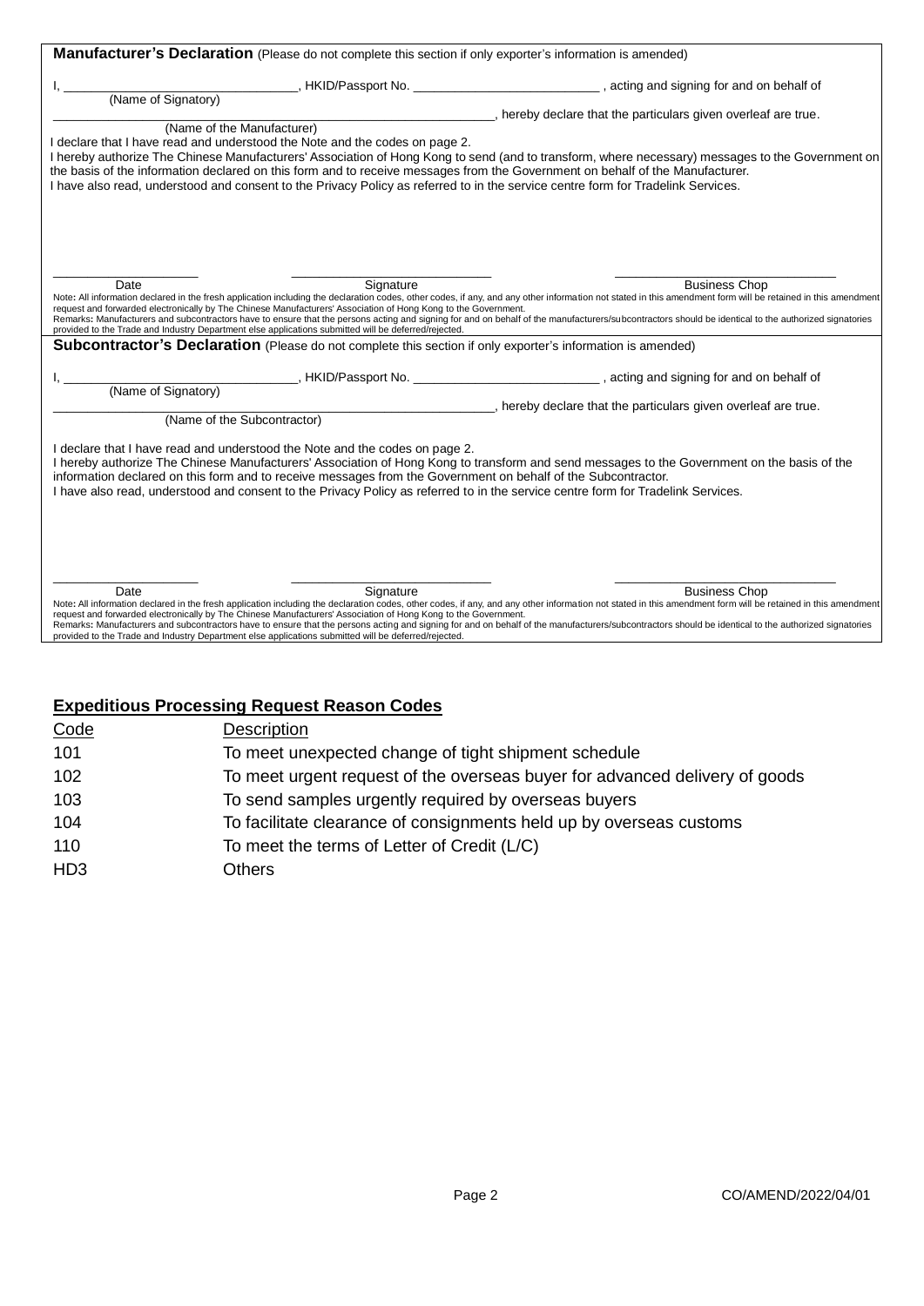**Manufacturer's Declaration** (Please do not complete this section if only exporter's information is amended)

I, ________________________________, HKID/Passport No. __________________________ , acting and signing for and on behalf of
(Name of Signatory)

______________________________________________________________, hereby declare that the particulars given overleaf are true.
(Name of the Manufacturer)

I declare that I have read and understood the Note and the codes on page 2.

I hereby authorize The Chinese Manufacturers' Association of Hong Kong to send (and to transform, where necessary) messages to the Government on the basis of the information declared on this form and to receive messages from the Government on behalf of the Manufacturer.

I have also read, understood and consent to the Privacy Policy as referred to in the service centre form for Tradelink Services.

____________________ ____________________________ ______________________________
Date Signature Business Chop

Note: All information declared in the fresh application including the declaration codes, other codes, if any, and any other information not stated in this amendment form will be retained in this amendment request and forwarded electronically by The Chinese Manufacturers' Association of Hong Kong to the Government.

Remarks: Manufacturers and subcontractors have to ensure that the persons acting and signing for and on behalf of the manufacturers/subcontractors should be identical to the authorized signatories provided to the Trade and Industry Department else applications submitted will be deferred/rejected.

**Subcontractor's Declaration** (Please do not complete this section if only exporter's information is amended)

I, ________________________________, HKID/Passport No. __________________________ , acting and signing for and on behalf of
(Name of Signatory)

______________________________________________________________, hereby declare that the particulars given overleaf are true.
(Name of the Subcontractor)

I declare that I have read and understood the Note and the codes on page 2.

I hereby authorize The Chinese Manufacturers' Association of Hong Kong to transform and send messages to the Government on the basis of the information declared on this form and to receive messages from the Government on behalf of the Subcontractor.

I have also read, understood and consent to the Privacy Policy as referred to in the service centre form for Tradelink Services.

____________________ ____________________________ ______________________________
Date Signature Business Chop

Note: All information declared in the fresh application including the declaration codes, other codes, if any, and any other information not stated in this amendment form will be retained in this amendment request and forwarded electronically by The Chinese Manufacturers' Association of Hong Kong to the Government.

Remarks: Manufacturers and subcontractors have to ensure that the persons acting and signing for and on behalf of the manufacturers/subcontractors should be identical to the authorized signatories provided to the Trade and Industry Department else applications submitted will be deferred/rejected.

## Expeditious Processing Request Reason Codes

| Code | Description |
|---|---|
| 101 | To meet unexpected change of tight shipment schedule |
| 102 | To meet urgent request of the overseas buyer for advanced delivery of goods |
| 103 | To send samples urgently required by overseas buyers |
| 104 | To facilitate clearance of consignments held up by overseas customs |
| 110 | To meet the terms of Letter of Credit (L/C) |
| HD3 | Others |

CO/AMEND/2022/04/01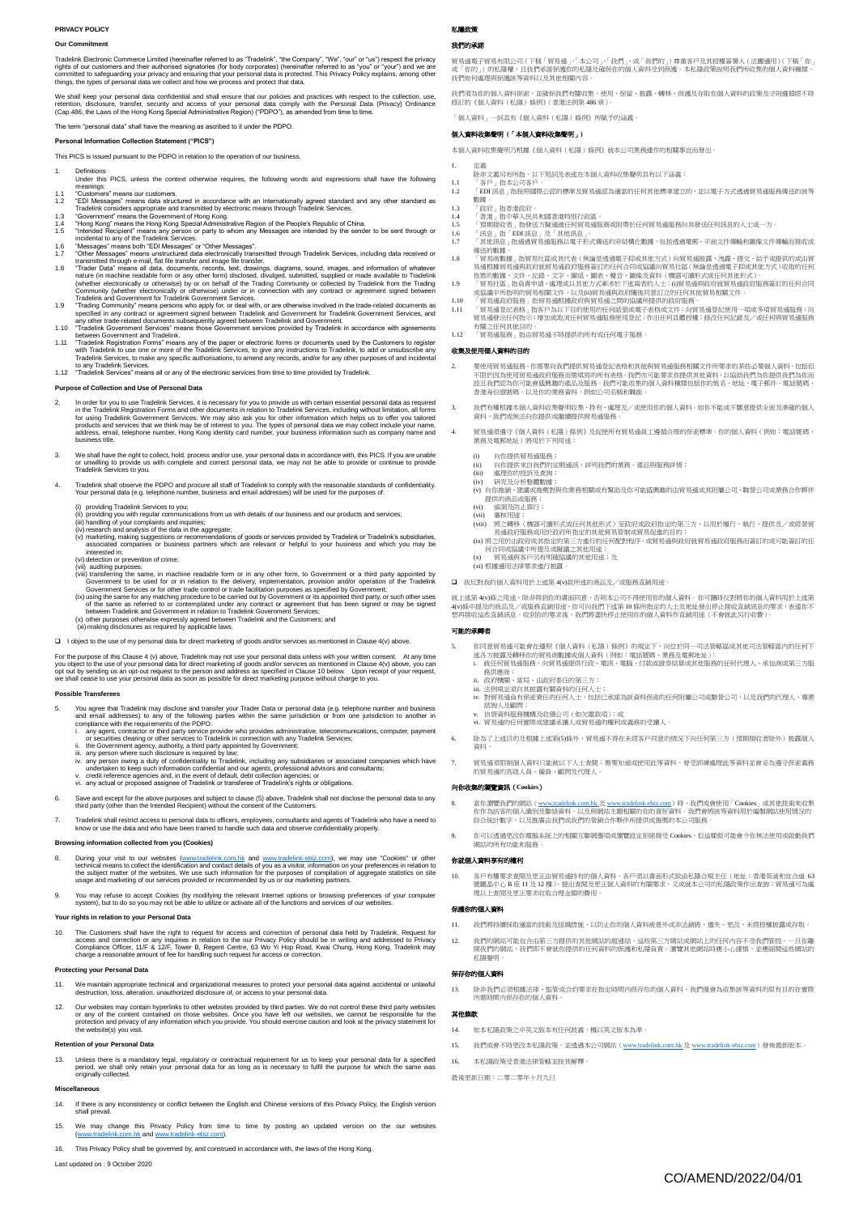**PRIVACY POLICY**

**Our Commitment**

Tradelink Electronic Commerce Limited (hereinafter referred to as "Tradelink", "the Company", "We", "our" or "us") respect the privacy rights of our customers and their authorised signatories (for body corporates) (hereinafter referred to as "you" or "your") and we are committed to safeguarding your privacy and ensuring that your personal data is protected. This Privacy Policy explains, among other things, the types of personal data we collect and how we process and protect that data.

We shall keep your personal data confidential and shall ensure that our policies and practices with respect to the collection, use, retention, disclosure, transfer, security and access of your personal data comply with the Personal Data (Privacy) Ordinance (Cap.486, the Laws of the Hong Kong Special Administrative Region) ("PDPO"), as amended from time to time.

The term "personal data" shall have the meaning as ascribed to it under the PDPO.

**Personal Information Collection Statement ("PICS")**

This PICS is issued pursuant to the PDPO in relation to the operation of our business.

1. Definitions
   Under this PICS, unless the context otherwise requires, the following words and expressions shall have the following meanings:
1.1 "Customers" means our customers.
1.2 "EDI Messages" means data structured in accordance with an internationally agreed standard and any other standard as Tradelink considers appropriate and transmitted by electronic means through Tradelink Services.
1.3 "Government" means the Government of Hong Kong.
1.4 "Hong Kong" means the Hong Kong Special Administrative Region of the People's Republic of China.
1.5 "Intended Recipient" means any person or party to whom any Messages are intended by the sender to be sent through or incidental to any of the Tradelink Services.
1.6 "Messages" means both "EDI Messages" or "Other Messages".
1.7 "Other Messages" means unstructured data electronically transmitted through Tradelink Services, including data received or transmitted through e-mail, flat file transfer and image file transfer.
1.8 "Trader Data" means all data, documents, records, text, drawings, diagrams, sound, images, and information of whatever nature (in machine readable form or any other form) disclosed, divulged, submitted, supplied or made available to Tradelink (whether electronically or otherwise) by or on behalf of the Trading Community or collected by Tradelink from the Trading Community (whether electronically or otherwise) under or in connection with any contract or agreement signed between Tradelink and Government for Tradelink Government Services.
1.9 "Trading Community" means persons who apply for, or deal with, or are otherwise involved in the trade-related documents as specified in any contract or agreement signed between Tradelink and Government for Tradelink Government Services, and any other trade-related documents subsequently agreed between Tradelink and Government.
1.10 "Tradelink Government Services" means those Government services provided by Tradelink in accordance with agreements between Government and Tradelink.
1.11 "Tradelink Registration Forms" means any of the paper or electronic forms or documents used by the Customers to register with Tradelink to use one or more of the Tradelink Services, to give any instructions to Tradelink, to add or unsubscribe any Tradelink Services, to make any specific authorisations, to amend any records, and/or for any other purposes of and incidental to any Tradelink Services.
1.12 "Tradelink Services" means all or any of the electronic services from time to time provided by Tradelink.

**Purpose of Collection and Use of Personal Data**

2. In order for you to use Tradelink Services, it is necessary for you to provide us with certain essential personal data as required in the Tradelink Registration Forms and other documents in relation to Tradelink Services, including without limitation, all forms for using Tradelink Government Services. We may also ask you for other information which helps us to offer you tailored products and services that we think may be of interest to you. The types of personal data we may collect include your name, address, email, telephone number, Hong Kong identity card number, your business information such as company name and business title.

3. We shall have the right to collect, hold, process and/or use, your personal data in accordance with, this PICS. If you are unable or unwilling to provide us with complete and correct personal data, we may not be able to provide or continue to provide Tradelink Services to you.

4. Tradelink shall observe the PDPO and procure all staff of Tradelink to comply with the reasonable standards of confidentiality. Your personal data (e.g. telephone number, business and email addresses) will be used for the purposes of:

   (i) providing Tradelink Services to you;
   (ii) providing you with regular communications from us with details of our business and our products and services;
   (iii) handling of any complaints and inquiries;
   (iv) research and analysis of the data in the aggregate;
   (v) marketing, making suggestions or recommendations of goods or services provided by Tradelink or Tradelink's subsidiaries, associated companies or business partners which are relevant or helpful to your business and which you may be interested in;
   (vi) detection or prevention of crime;
   (vii) auditing purposes;
   (viii) transferring the same, in machine readable form or in any other form, to Government or a third party appointed by Government to be used for or in relation to the delivery, implementation, provision and/or operation of the Tradelink Government Services or for other trade control or trade facilitation purposes as specified by Government;
   (ix) using the same for any matching procedure to be carried out by Government or its appointed third party, or such other uses of the same as referred to or contemplated under any contract or agreement that has been signed or may be signed between Tradelink and Government in relation to Tradelink Government Services;
   (x) other purposes otherwise expressly agreed between Tradelink and the Customers; and
   (xi) making disclosures as required by applicable laws.

❑ I object to the use of my personal data for direct marketing of goods and/or services as mentioned in Clause 4(v) above.

For the purpose of this Clause 4 (v) above, Tradelink may not use your personal data unless with your written consent. At any time you object to the use of your personal data for direct marketing of goods and/or services as mentioned in Clause 4(v) above, you can opt out by sending us an opt-out request to the person and address as specified in Clause 10 below. Upon receipt of your request, we shall cease to use your personal data as soon as possible for direct marketing purpose without charge to you.

**Possible Transferees**

5. You agree that Tradelink may disclose and transfer your Trader Data or personal data (e.g. telephone number and business and email addresses) to any of the following parties within the same jurisdiction or from one jurisdiction to another in compliance with the requirements of the PDPO:
   i. any agent, contractor or third party service provider who provides administrative, telecommunications, computer, payment or securities clearing or other services to Tradelink in connection with any Tradelink Services;
   ii. the Government agency, authority, a third party appointed by Government;
   iii. any person where such disclosure is required by law;
   iv. any person owing a duty of confidentiality to Tradelink, including its subsidiaries or associated companies which have undertaken to keep such information confidential and our agents, professional advisors and consultants;
   v. credit reference agencies and, in the event of default, debt collection agencies; or
   vi. any actual or proposed assignee of Tradelink or transferee of Tradelink's rights or obligations.

6. Save and except for the above purposes and subject to clause (5) above, Tradelink shall not disclose the personal data to any third party (other than the Intended Recipient) without the consent of the Customers.

7. Tradelink shall restrict access to personal data to officers, employees, consultants and agents of Tradelink who have a need to know or use the data and who have been trained to handle such data and observe confidentiality properly.

**Browsing information collected from you (Cookies)**

8. During your visit to our websites (www.tradelink.com.hk and www.tradelink-ebiz.com), we may use "Cookies" or other technical means to collect the identification and contact details of you as a visitor, information on your preferences in relation to the subject matter of the websites. We use such information for the purposes of compilation of aggregate statistics on site usage and marketing of our services provided or recommended by us or our marketing partners.

9. You may refuse to accept Cookies (by modifying the relevant Internet options or browsing preferences of your computer system), but to do so you may not be able to utilize or activate all of the functions and services of our websites.

**Your rights in relation to your Personal Data**

10. The Customers shall have the right to request for access and correction of personal data held by Tradelink. Request for access and correction or any inquiries in relation to the our Privacy Policy should be in writing and addressed to Privacy Compliance Officer, 11/F & 12/F, Tower B, Regent Centre, 63 Wo Yi Hop Road, Kwai Chung, Hong Kong, Tradelink may charge a reasonable amount of fee for handling such request for access or correction.

**Protecting your Personal Data**

11. We maintain appropriate technical and organizational measures to protect your personal data against accidental or unlawful destruction, loss, alteration, unauthorized disclosure of, or access to your personal data.

12. Our websites may contain hyperlinks to other websites provided by third parties. We do not control these third party websites or any of the content contained on those websites. Once you have left our websites, we cannot be responsible for the protection and privacy of any information which you provide. You should exercise caution and look at the privacy statement for the website(s) you visit.

**Retention of your Personal Data**

13. Unless there is a mandatory legal, regulatory or contractual requirement for us to keep your personal data for a specified period, we shall only retain your personal data for as long as is necessary to fulfil the purpose for which the same was originally collected.

**Miscellaneous**

14. If there is any inconsistency or conflict between the English and Chinese versions of this Privacy Policy, the English version shall prevail.

15. We may change this Privacy Policy from time to time by posting an updated version on the our websites (www.tradelink.com.hk and www.tradelink-ebiz.com).

16. This Privacy Policy shall be governed by, and construed in accordance with, the laws of the Hong Kong.

Last updated on : 9 October 2020

**私隱政策**

**我們的承諾**

貿易通電子貿易有限公司（下稱「貿易通」、「本公司」、「我們」、或「我們的」）尊重客戶及其授權簽署人（法團適用）（下稱「你」或「你的」）的私隱權，且我們承諾保護你的私隱及確保你的個人資料受到保護。本私隱政策說明我們所收集的個人資料種類，我們如何處理與保護該等資料以及其他相關內容。

我們須為你的個人資料保密，並確保我們有關收集、使用、保留、披露、轉移、保護及存取你個人資料的政策及守則遵循經不時修訂的《個人資料（私隱）條例》（香港法例第 486 章）。

「個人資料」一詞具有《個人資料（私隱）條例》所賦予的涵義。

**個人資料收集聲明（「本個人資料收集聲明」）**

本個人資料收集聲明乃根據《個人資料（私隱）條例》就本公司業務運作的相關事宜而發出。

1. 定義
   除非文義另有所指，以下用詞及表述在本個人資料收集聲明具有以下涵義：
1.1 「客戶」指本公司客戶。
1.2 「EDI 訊息」指按照國際公認的標準及貿易通認為適當的任何其他標準建立的，並以電子方式透過貿易通服務傳送的該等數據。
1.3 「政府」指香港政府。
1.4 「香港」指中華人民共和國香港特別行政區。
1.5 「預期接收者」指發送方擬通過任何貿易通服務或附帶於任何貿易通服務向其發送任何訊息的人士或一方。
1.6 「訊息」指「EDI 訊息」及「其他訊息」。
1.7 「其他訊息」指通過貿易通服務以電子形式傳送的非結構化數據，包括透過電郵、平面文件傳輸和圖像文件傳輸而接收或傳送的數據。
1.8 「貿易商數據」指貿易社區或其代表（無論是透過電子抑或其他方式）向貿易通披露、洩露、提交、給予或提供的或由貿易通根據貿易通與政府就貿易通政府服務簽訂的任何合同或協議向貿易社區（無論是透過電子抑或其他方式）收取的任何性質的數據、文件、記錄、文字、圖紙、圖表、聲音、圖像及資料（機器可讀形式或任何其他形式）。
1.9 「貿易社區」指負責申請、處理或以其他方式牽涉於下述兩者的人士：(i)貿易通與政府就貿易通政府服務簽訂的任何合同或協議中所指明的貿易相關文件，以及(ii)貿易通與政府隨後同意訂立的任何其他貿易相關文件。
1.10 「貿易通政府服務」指貿易通根據政府與貿易通之間的協議所提供的政府服務。
1.11 「貿易通登記表格」指客戶為以下目的使用的任何紙張或電子表格文件：向貿易通登記使用一項或多項貿易通服務；向貿易通發出任何指示；增加或取消任何貿易通服務使用登記；作出任何具體授權；修改任何紀錄及／或任何與貿易通服務有關之任何其他目的。
1.12 「貿易通服務」指由貿易通不時提供的所有或任何電子服務。

**收集及使用個人資料的目的**

2. 要使用貿易通服務，你需要向我們提供貿易通登記表格和其他與貿易通服務相關文件所要求的某些必要個人資料，包括但不限於因為使用貿易通政府服務而需填寫的所有表格。我們亦可能要求你提供其他資料，以協助我們為你提供我們為你而設且我們認為你可能會感興趣的產品及服務。我們可能收集的個人資料種類包括你的姓名、地址、電子郵件、電話號碼、香港身份證號碼，以及你的業務資料，例如公司名稱和職銜。

3. 我們有權根據本個人資料收集聲明收集、持有、處理及／或使用你的個人資料。如你不能或不願意提供全面及準確的個人資料，我們或無法向你提供或繼續提供貿易通服務。

4. 貿易通須遵守《個人資料（私隱）條例》及促使所有貿易通員工遵循合理的保密標準。你的個人資料（例如：電話號碼、業務及電郵地址）將用於下列用途：

   (i) 向你提供貿易通服務；
   (ii) 向你提供來自我們的定期通訊，詳列我們的業務、產品與服務詳情；
   (iii) 處理你的投訴及查詢；
   (iv) 研究及分析整體數據；
   (v) 向你推銷、建議或推薦對與你業務相關或有幫助及你可能感興趣的由貿易通或其附屬公司、聯營公司或業務合作夥伴提供的商品或服務；
   (vi) 偵測及防止罪行；
   (vii) 審核用途；
   (viii) 將之轉移（機器可讀形式或任何其他形式）至政府或政府指定的第三方，以用於履行、執行、提供及／或經營貿易通政府服務或用於政府所指定的其他貿易管制或貿易促進的目的；
   (ix) 將之用於由政府或其指定的第三方進行的任何配對程序，或貿易通與政府就貿易通政府服務而簽訂的或可能簽訂的任何合同或協議中所提及或擬議之其他用途；
   (x) 貿易通與客戶另有明確協議的其他用途；及
   (xi) 根據適用法律要求進行披露。

❑ 我反對我的個人資料用於上述第 4(v)款所述的商品及／或服務直銷用途。

就上述第 4(v)條之用途，除非得到你的書面同意，否則本公司不得使用你的個人資料。你可隨時反對將你的個人資料用於上述第 4(v)條中提及的商品及／或服務直銷用途，你可向我們下述第 10 條所指定的人士及地址發出停止接收直銷訊息的要求，表達你不想再接收這些直銷訊息。收到你的要求後，我們將盡快停止使用你的個人資料作直銷用途（不會就此另行收費）。

**可能的承轉者**

5. 你同意貿易通可能會在遵照《個人資料（私隱）條例》的規定下，向位於同一司法管轄區或其他司法管轄區內的任何下述各方披露及轉移你的貿易商數據或個人資料（例如：電話號碼、業務及電郵地址）：
   i. 就任何貿易通服務，向貿易通提供行政、電訊、電腦、付款或證券結算或其他服務的任何代理人、承包商或第三方服務供應商；
   ii. 政府機構、當局、由政府委任的第三方；
   iii. 法例規定須向其披露有關資料的任何人士；
   iv. 對貿易通負有保密責任的任何人士，包括已承諾為該資料保密的任何附屬公司或聯營公司，以及我們的代理人、專業諮詢人及顧問；
   v. 信貸資料服務機構及收債公司（如欠繳款項）；或
   vi. 貿易通的任何實際或建議承讓人或貿易通的權利或義務的受讓人。

6. 除為了上述目的及根據上述第(5)條外，貿易通不得在未經客戶同意的情況下向任何第三方（預期接收者除外）披露個人資料。

7. 貿易通須限制個人資料只能被以下人士查閱：需要知道或使用此等資料、曾受訓練處理此等資料並會妥為遵守保密義務的貿易通的高級人員、僱員、顧問及代理人。

**向你收集的瀏覽資訊（Cookies）**

8. 當你瀏覽我們的網站（www.tradelink.com.hk 及 www.tradelink-ebiz.com）時，我們或會使用「Cookies」或其他技術來收集你作為訪客的個人識別及聯絡資料，以及與網站主題相關的你的喜好資料。我們會將該等資料用於編製網站使用情況的綜合統計數字，以及推廣由我們或我們的營銷合作夥伴所提供或推薦的本公司服務。

9. 你可以透過更改你電腦系統上的相關互聯網選項或瀏覽設定拒絕接受 Cookies，但這樣做可能會令你無法使用或啟動我們網站的所有功能和服務。

**你就個人資料享有的權利**

10. 客戶有權要求查閱及更正由貿易通持有的個人資料。客戶須以書面形式致函私隱合規主任（地址：香港葵涌和宜合道 63 號麗晶中心 B 座 11 及 12 樓），提出查閱及更正個人資料的有關要求，又或就本公司的私隱政策作出查詢。貿易通可為處理以上查閱及更正要求收取合理金額的費用。

**保護你的個人資料**

11. 我們將持續採取適當的技術及組織措施，以防止你的個人資料被意外或非法銷毀、遺失、更改、未經授權披露或存取。

12. 我們的網站可能包含由第三方提供的其他網站的超連結。這些第三方網站或網站上的任何內容不受我們管控。一旦你離開我們的網站，我們即不會就你提供的任何資料的保護和私隱負責。瀏覽其他網站時應小心謹慎，並應細閱這些網站的私隱聲明。

**保存你的個人資料**

13. 除非我們必須根據法律、監管或合約要求在指定時間內保存你的個人資料，我們僅會為收集該等資料的原有目的在實際所需時間內保存你的個人資料。

**其他條款**

14. 如本私隱政策之中英文版本有任何歧義，概以英文版本為準。

15. 我們或會不時更改本私隱政策，並透過本公司網站（www.tradelink.com.hk 及 www.tradelink-ebiz.com）發佈最新版本。

16. 本私隱政策受香港法律管轄並按其解釋。

最後更新日期：二零二零年十月九日

CO/AMEND/2022/04/01